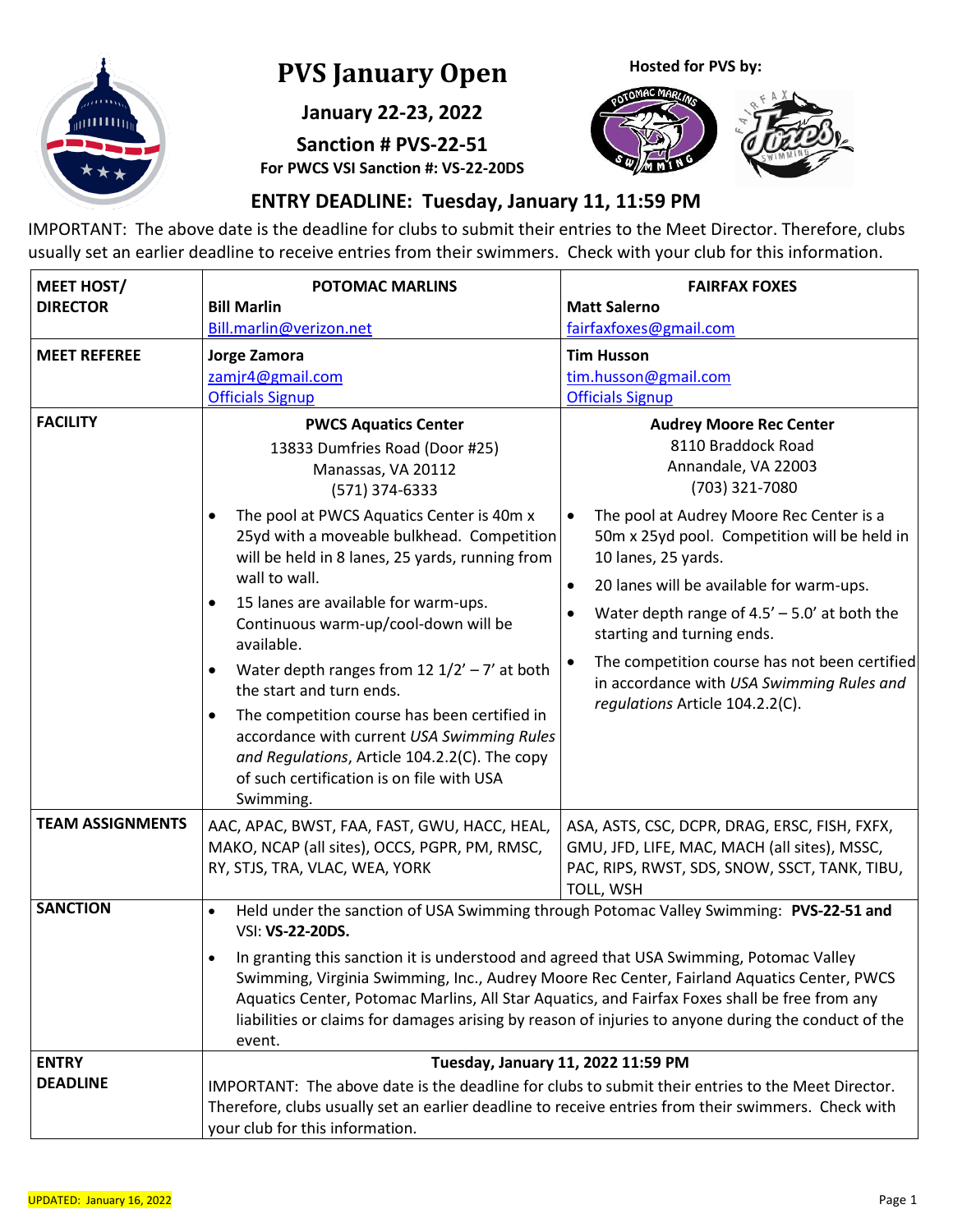# PVS January Open

**January 22-23, 2022**

**Sanction # PVS-22-51**

**For PWCS VSI Sanction #: VS-22-20DS**

**Hosted for PVS by:**

## ENTRY DEADLINE: Tuesday, January 11, 11:59 PM

IMPORTANT: The above date is the deadline for clubs to submit their entries to the Meet Director. Therefore, clubs usually set an earlier deadline to receive entries from their swimmers. Check with your club for this information.

| | | |
|---|---|---|
| **MEET HOST/ DIRECTOR** | **POTOMAC MARLINS**<br>**Bill Marlin**<br>Bill.marlin@verizon.net | **FAIRFAX FOXES**<br>**Matt Salerno**<br>fairfaxfoxes@gmail.com |
| **MEET REFEREE** | **Jorge Zamora**<br>zamjr4@gmail.com<br>Officials Signup | **Tim Husson**<br>tim.husson@gmail.com<br>Officials Signup |
| **FACILITY** | **PWCS Aquatics Center**<br>13833 Dumfries Road (Door #25)<br>Manassas, VA 20112<br>(571) 374-6333<br>• The pool at PWCS Aquatics Center is 40m x 25yd with a moveable bulkhead. Competition will be held in 8 lanes, 25 yards, running from wall to wall.<br>• 15 lanes are available for warm-ups. Continuous warm-up/cool-down will be available.<br>• Water depth ranges from 12 1/2' – 7' at both the start and turn ends.<br>• The competition course has been certified in accordance with current *USA Swimming Rules and Regulations*, Article 104.2.2(C). The copy of such certification is on file with USA Swimming. | **Audrey Moore Rec Center**<br>8110 Braddock Road<br>Annandale, VA 22003<br>(703) 321-7080<br>• The pool at Audrey Moore Rec Center is a 50m x 25yd pool. Competition will be held in 10 lanes, 25 yards.<br>• 20 lanes will be available for warm-ups.<br>• Water depth range of 4.5' – 5.0' at both the starting and turning ends.<br>• The competition course has not been certified in accordance with *USA Swimming Rules and regulations* Article 104.2.2(C). |
| **TEAM ASSIGNMENTS** | AAC, APAC, BWST, FAA, FAST, GWU, HACC, HEAL, MAKO, NCAP (all sites), OCCS, PGPR, PM, RMSC, RY, STJS, TRA, VLAC, WEA, YORK | ASA, ASTS, CSC, DCPR, DRAG, ERSC, FISH, FXFX, GMU, JFD, LIFE, MAC, MACH (all sites), MSSC, PAC, RIPS, RWST, SDS, SNOW, SSCT, TANK, TIBU, TOLL, WSH |
| **SANCTION** | • Held under the sanction of USA Swimming through Potomac Valley Swimming: **PVS-22-51 and** VSI: **VS-22-20DS.**<br>• In granting this sanction it is understood and agreed that USA Swimming, Potomac Valley Swimming, Virginia Swimming, Inc., Audrey Moore Rec Center, Fairland Aquatics Center, PWCS Aquatics Center, Potomac Marlins, All Star Aquatics, and Fairfax Foxes shall be free from any liabilities or claims for damages arising by reason of injuries to anyone during the conduct of the event. | |
| **ENTRY DEADLINE** | **Tuesday, January 11, 2022 11:59 PM**<br>IMPORTANT: The above date is the deadline for clubs to submit their entries to the Meet Director. Therefore, clubs usually set an earlier deadline to receive entries from their swimmers. Check with your club for this information. | |

UPDATED: January 16, 2022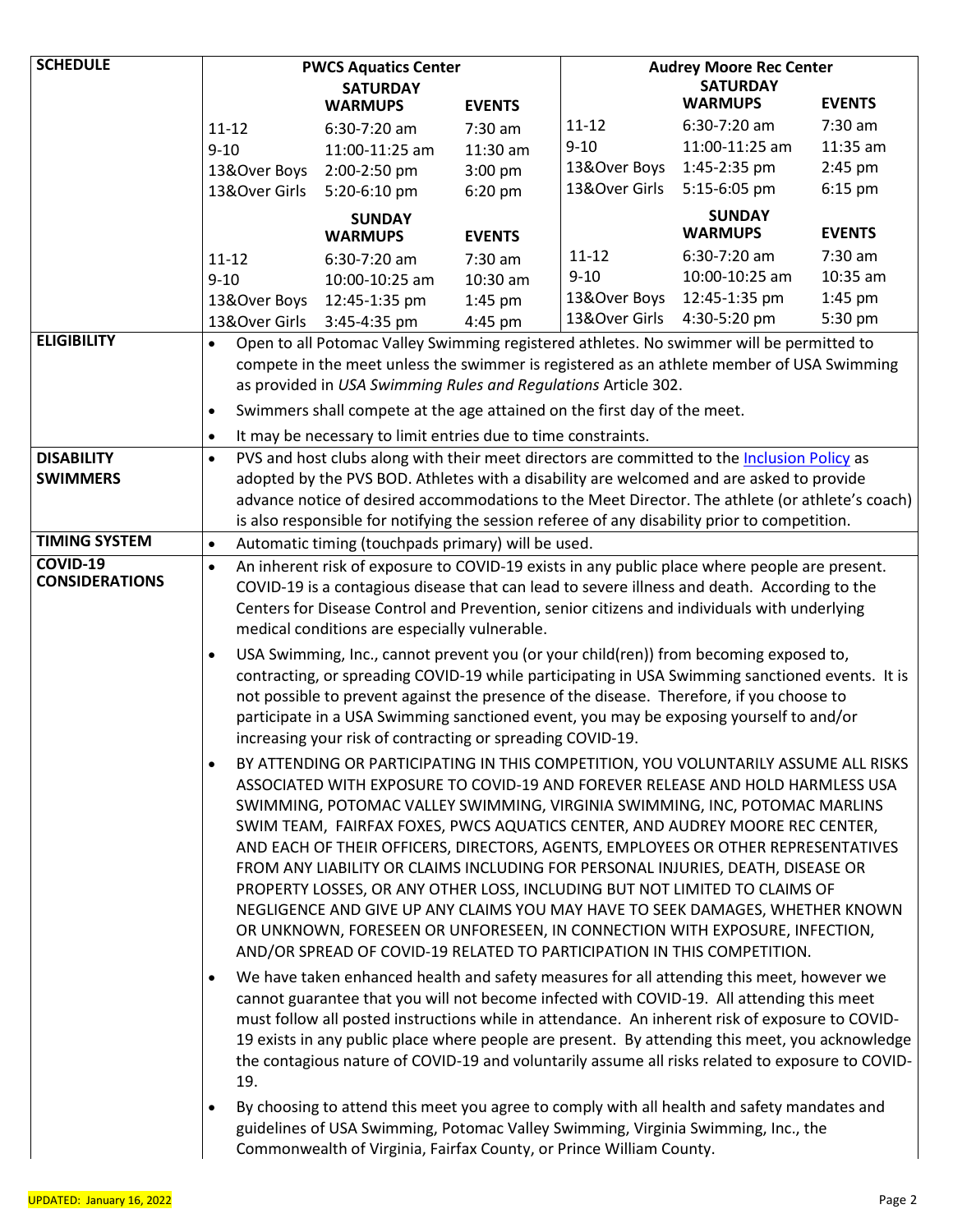| SCHEDULE | PWCS Aquatics Center | | | Audrey Moore Rec Center | | |
|---|---|---|---|---|---|---|
| | | **SATURDAY WARMUPS** | **EVENTS** | | **SATURDAY WARMUPS** | **EVENTS** |
| | 11-12 | 6:30-7:20 am | 7:30 am | 11-12 | 6:30-7:20 am | 7:30 am |
| | 9-10 | 11:00-11:25 am | 11:30 am | 9-10 | 11:00-11:25 am | 11:35 am |
| | 13&Over Boys | 2:00-2:50 pm | 3:00 pm | 13&Over Boys | 1:45-2:35 pm | 2:45 pm |
| | 13&Over Girls | 5:20-6:10 pm | 6:20 pm | 13&Over Girls | 5:15-6:05 pm | 6:15 pm |
| | | **SUNDAY WARMUPS** | **EVENTS** | | **SUNDAY WARMUPS** | **EVENTS** |
| | 11-12 | 6:30-7:20 am | 7:30 am | 11-12 | 6:30-7:20 am | 7:30 am |
| | 9-10 | 10:00-10:25 am | 10:30 am | 9-10 | 10:00-10:25 am | 10:35 am |
| | 13&Over Boys | 12:45-1:35 pm | 1:45 pm | 13&Over Boys | 12:45-1:35 pm | 1:45 pm |
| | 13&Over Girls | 3:45-4:35 pm | 4:45 pm | 13&Over Girls | 4:30-5:20 pm | 5:30 pm |

**ELIGIBILITY**

- Open to all Potomac Valley Swimming registered athletes. No swimmer will be permitted to compete in the meet unless the swimmer is registered as an athlete member of USA Swimming as provided in *USA Swimming Rules and Regulations* Article 302.
- Swimmers shall compete at the age attained on the first day of the meet.
- It may be necessary to limit entries due to time constraints.

**DISABILITY SWIMMERS**

- PVS and host clubs along with their meet directors are committed to the Inclusion Policy as adopted by the PVS BOD. Athletes with a disability are welcomed and are asked to provide advance notice of desired accommodations to the Meet Director. The athlete (or athlete's coach) is also responsible for notifying the session referee of any disability prior to competition.

**TIMING SYSTEM**

- Automatic timing (touchpads primary) will be used.

**COVID-19 CONSIDERATIONS**

- An inherent risk of exposure to COVID-19 exists in any public place where people are present. COVID-19 is a contagious disease that can lead to severe illness and death. According to the Centers for Disease Control and Prevention, senior citizens and individuals with underlying medical conditions are especially vulnerable.
- USA Swimming, Inc., cannot prevent you (or your child(ren)) from becoming exposed to, contracting, or spreading COVID-19 while participating in USA Swimming sanctioned events. It is not possible to prevent against the presence of the disease. Therefore, if you choose to participate in a USA Swimming sanctioned event, you may be exposing yourself to and/or increasing your risk of contracting or spreading COVID-19.
- BY ATTENDING OR PARTICIPATING IN THIS COMPETITION, YOU VOLUNTARILY ASSUME ALL RISKS ASSOCIATED WITH EXPOSURE TO COVID-19 AND FOREVER RELEASE AND HOLD HARMLESS USA SWIMMING, POTOMAC VALLEY SWIMMING, VIRGINIA SWIMMING, INC, POTOMAC MARLINS SWIM TEAM, FAIRFAX FOXES, PWCS AQUATICS CENTER, AND AUDREY MOORE REC CENTER, AND EACH OF THEIR OFFICERS, DIRECTORS, AGENTS, EMPLOYEES OR OTHER REPRESENTATIVES FROM ANY LIABILITY OR CLAIMS INCLUDING FOR PERSONAL INJURIES, DEATH, DISEASE OR PROPERTY LOSSES, OR ANY OTHER LOSS, INCLUDING BUT NOT LIMITED TO CLAIMS OF NEGLIGENCE AND GIVE UP ANY CLAIMS YOU MAY HAVE TO SEEK DAMAGES, WHETHER KNOWN OR UNKNOWN, FORESEEN OR UNFORESEEN, IN CONNECTION WITH EXPOSURE, INFECTION, AND/OR SPREAD OF COVID-19 RELATED TO PARTICIPATION IN THIS COMPETITION.
- We have taken enhanced health and safety measures for all attending this meet, however we cannot guarantee that you will not become infected with COVID-19. All attending this meet must follow all posted instructions while in attendance. An inherent risk of exposure to COVID-19 exists in any public place where people are present. By attending this meet, you acknowledge the contagious nature of COVID-19 and voluntarily assume all risks related to exposure to COVID-19.
- By choosing to attend this meet you agree to comply with all health and safety mandates and guidelines of USA Swimming, Potomac Valley Swimming, Virginia Swimming, Inc., the Commonwealth of Virginia, Fairfax County, or Prince William County.

UPDATED: January 16, 2022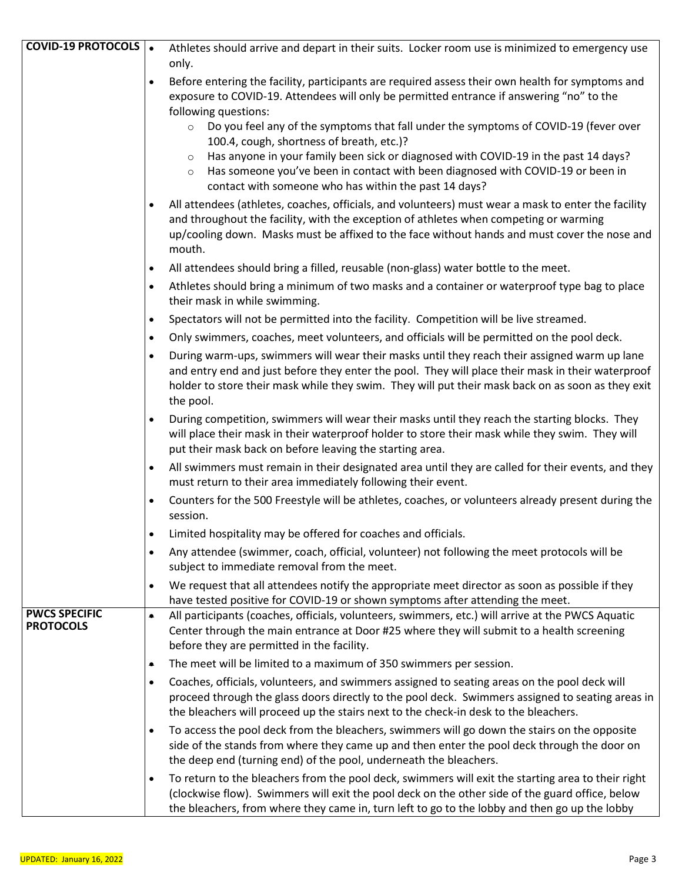| | |
|---|---|
| **COVID-19 PROTOCOLS** | • Athletes should arrive and depart in their suits. Locker room use is minimized to emergency use only.<br>• Before entering the facility, participants are required assess their own health for symptoms and exposure to COVID-19. Attendees will only be permitted entrance if answering "no" to the following questions:<br>&nbsp;&nbsp;&nbsp;&nbsp;○ Do you feel any of the symptoms that fall under the symptoms of COVID-19 (fever over 100.4, cough, shortness of breath, etc.)?<br>&nbsp;&nbsp;&nbsp;&nbsp;○ Has anyone in your family been sick or diagnosed with COVID-19 in the past 14 days?<br>&nbsp;&nbsp;&nbsp;&nbsp;○ Has someone you've been in contact with been diagnosed with COVID-19 or been in contact with someone who has within the past 14 days?<br>• All attendees (athletes, coaches, officials, and volunteers) must wear a mask to enter the facility and throughout the facility, with the exception of athletes when competing or warming up/cooling down. Masks must be affixed to the face without hands and must cover the nose and mouth.<br>• All attendees should bring a filled, reusable (non-glass) water bottle to the meet.<br>• Athletes should bring a minimum of two masks and a container or waterproof type bag to place their mask in while swimming.<br>• Spectators will not be permitted into the facility. Competition will be live streamed.<br>• Only swimmers, coaches, meet volunteers, and officials will be permitted on the pool deck.<br>• During warm-ups, swimmers will wear their masks until they reach their assigned warm up lane and entry end and just before they enter the pool. They will place their mask in their waterproof holder to store their mask while they swim. They will put their mask back on as soon as they exit the pool.<br>• During competition, swimmers will wear their masks until they reach the starting blocks. They will place their mask in their waterproof holder to store their mask while they swim. They will put their mask back on before leaving the starting area.<br>• All swimmers must remain in their designated area until they are called for their events, and they must return to their area immediately following their event.<br>• Counters for the 500 Freestyle will be athletes, coaches, or volunteers already present during the session.<br>• Limited hospitality may be offered for coaches and officials.<br>• Any attendee (swimmer, coach, official, volunteer) not following the meet protocols will be subject to immediate removal from the meet.<br>• We request that all attendees notify the appropriate meet director as soon as possible if they have tested positive for COVID-19 or shown symptoms after attending the meet. |
| **PWCS SPECIFIC PROTOCOLS** | • All participants (coaches, officials, volunteers, swimmers, etc.) will arrive at the PWCS Aquatic Center through the main entrance at Door #25 where they will submit to a health screening before they are permitted in the facility.<br>• The meet will be limited to a maximum of 350 swimmers per session.<br>• Coaches, officials, volunteers, and swimmers assigned to seating areas on the pool deck will proceed through the glass doors directly to the pool deck. Swimmers assigned to seating areas in the bleachers will proceed up the stairs next to the check-in desk to the bleachers.<br>• To access the pool deck from the bleachers, swimmers will go down the stairs on the opposite side of the stands from where they came up and then enter the pool deck through the door on the deep end (turning end) of the pool, underneath the bleachers.<br>• To return to the bleachers from the pool deck, swimmers will exit the starting area to their right (clockwise flow). Swimmers will exit the pool deck on the other side of the guard office, below the bleachers, from where they came in, turn left to go to the lobby and then go up the lobby |

UPDATED: January 16, 2022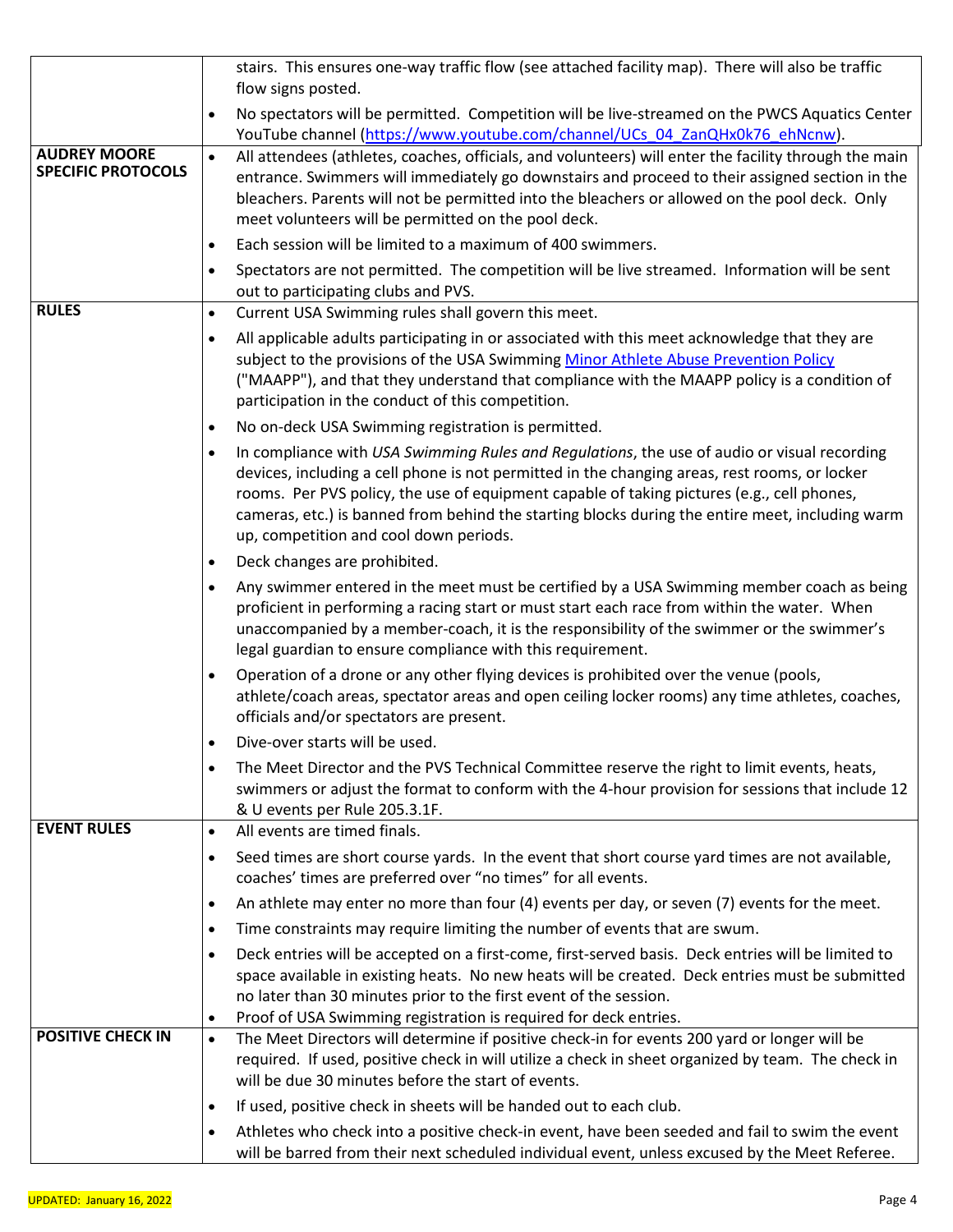| | |
|---|---|
| | stairs. This ensures one-way traffic flow (see attached facility map). There will also be traffic flow signs posted.<br>• No spectators will be permitted. Competition will be live-streamed on the PWCS Aquatics Center YouTube channel (https://www.youtube.com/channel/UCs_04_ZanQHx0k76_ehNcnw). |
| **AUDREY MOORE SPECIFIC PROTOCOLS** | • All attendees (athletes, coaches, officials, and volunteers) will enter the facility through the main entrance. Swimmers will immediately go downstairs and proceed to their assigned section in the bleachers. Parents will not be permitted into the bleachers or allowed on the pool deck. Only meet volunteers will be permitted on the pool deck.<br>• Each session will be limited to a maximum of 400 swimmers.<br>• Spectators are not permitted. The competition will be live streamed. Information will be sent out to participating clubs and PVS. |
| **RULES** | • Current USA Swimming rules shall govern this meet.<br>• All applicable adults participating in or associated with this meet acknowledge that they are subject to the provisions of the USA Swimming Minor Athlete Abuse Prevention Policy ("MAAPP"), and that they understand that compliance with the MAAPP policy is a condition of participation in the conduct of this competition.<br>• No on-deck USA Swimming registration is permitted.<br>• In compliance with *USA Swimming Rules and Regulations*, the use of audio or visual recording devices, including a cell phone is not permitted in the changing areas, rest rooms, or locker rooms. Per PVS policy, the use of equipment capable of taking pictures (e.g., cell phones, cameras, etc.) is banned from behind the starting blocks during the entire meet, including warm up, competition and cool down periods.<br>• Deck changes are prohibited.<br>• Any swimmer entered in the meet must be certified by a USA Swimming member coach as being proficient in performing a racing start or must start each race from within the water. When unaccompanied by a member-coach, it is the responsibility of the swimmer or the swimmer's legal guardian to ensure compliance with this requirement.<br>• Operation of a drone or any other flying devices is prohibited over the venue (pools, athlete/coach areas, spectator areas and open ceiling locker rooms) any time athletes, coaches, officials and/or spectators are present.<br>• Dive-over starts will be used.<br>• The Meet Director and the PVS Technical Committee reserve the right to limit events, heats, swimmers or adjust the format to conform with the 4-hour provision for sessions that include 12 & U events per Rule 205.3.1F. |
| **EVENT RULES** | • All events are timed finals.<br>• Seed times are short course yards. In the event that short course yard times are not available, coaches' times are preferred over "no times" for all events.<br>• An athlete may enter no more than four (4) events per day, or seven (7) events for the meet.<br>• Time constraints may require limiting the number of events that are swum.<br>• Deck entries will be accepted on a first-come, first-served basis. Deck entries will be limited to space available in existing heats. No new heats will be created. Deck entries must be submitted no later than 30 minutes prior to the first event of the session.<br>• Proof of USA Swimming registration is required for deck entries. |
| **POSITIVE CHECK IN** | • The Meet Directors will determine if positive check-in for events 200 yard or longer will be required. If used, positive check in will utilize a check in sheet organized by team. The check in will be due 30 minutes before the start of events.<br>• If used, positive check in sheets will be handed out to each club.<br>• Athletes who check into a positive check-in event, have been seeded and fail to swim the event will be barred from their next scheduled individual event, unless excused by the Meet Referee. |

UPDATED: January 16, 2022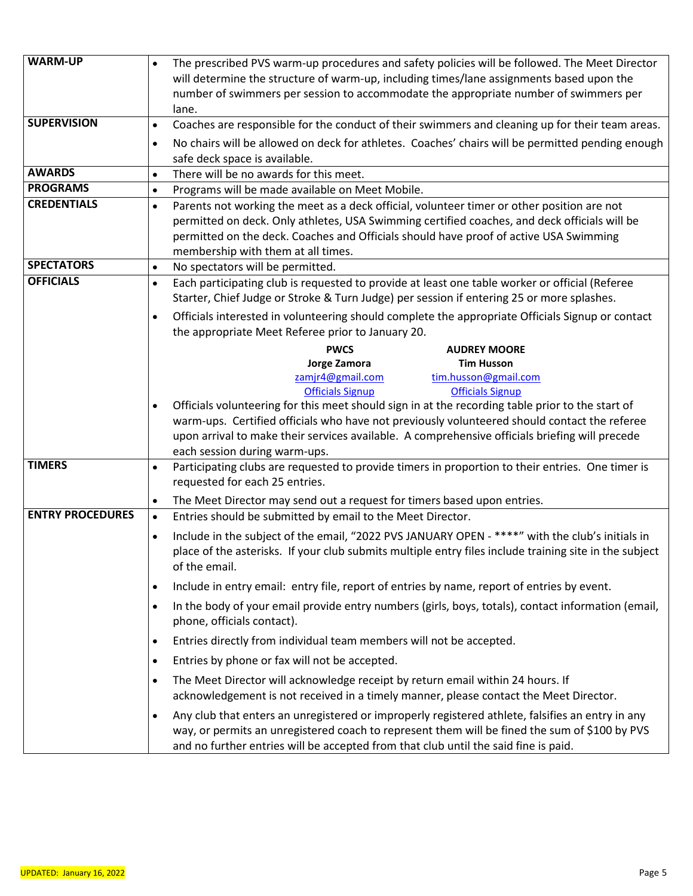| | |
|---|---|
| **WARM-UP** | • The prescribed PVS warm-up procedures and safety policies will be followed. The Meet Director will determine the structure of warm-up, including times/lane assignments based upon the number of swimmers per session to accommodate the appropriate number of swimmers per lane. |
| **SUPERVISION** | • Coaches are responsible for the conduct of their swimmers and cleaning up for their team areas.<br>• No chairs will be allowed on deck for athletes. Coaches' chairs will be permitted pending enough safe deck space is available. |
| **AWARDS** | • There will be no awards for this meet. |
| **PROGRAMS** | • Programs will be made available on Meet Mobile. |
| **CREDENTIALS** | • Parents not working the meet as a deck official, volunteer timer or other position are not permitted on deck. Only athletes, USA Swimming certified coaches, and deck officials will be permitted on the deck. Coaches and Officials should have proof of active USA Swimming membership with them at all times. |
| **SPECTATORS** | • No spectators will be permitted. |
| **OFFICIALS** | • Each participating club is requested to provide at least one table worker or official (Referee Starter, Chief Judge or Stroke & Turn Judge) per session if entering 25 or more splashes.<br>• Officials interested in volunteering should complete the appropriate Officials Signup or contact the appropriate Meet Referee prior to January 20.<br>**PWCS** — **Jorge Zamora** — zamjr4@gmail.com — Officials Signup<br>**AUDREY MOORE** — **Tim Husson** — tim.husson@gmail.com — Officials Signup<br>• Officials volunteering for this meet should sign in at the recording table prior to the start of warm-ups. Certified officials who have not previously volunteered should contact the referee upon arrival to make their services available. A comprehensive officials briefing will precede each session during warm-ups. |
| **TIMERS** | • Participating clubs are requested to provide timers in proportion to their entries. One timer is requested for each 25 entries.<br>• The Meet Director may send out a request for timers based upon entries. |
| **ENTRY PROCEDURES** | • Entries should be submitted by email to the Meet Director.<br>• Include in the subject of the email, "2022 PVS JANUARY OPEN - ****" with the club's initials in place of the asterisks. If your club submits multiple entry files include training site in the subject of the email.<br>• Include in entry email: entry file, report of entries by name, report of entries by event.<br>• In the body of your email provide entry numbers (girls, boys, totals), contact information (email, phone, officials contact).<br>• Entries directly from individual team members will not be accepted.<br>• Entries by phone or fax will not be accepted.<br>• The Meet Director will acknowledge receipt by return email within 24 hours. If acknowledgement is not received in a timely manner, please contact the Meet Director.<br>• Any club that enters an unregistered or improperly registered athlete, falsifies an entry in any way, or permits an unregistered coach to represent them will be fined the sum of $100 by PVS and no further entries will be accepted from that club until the said fine is paid. |

UPDATED: January 16, 2022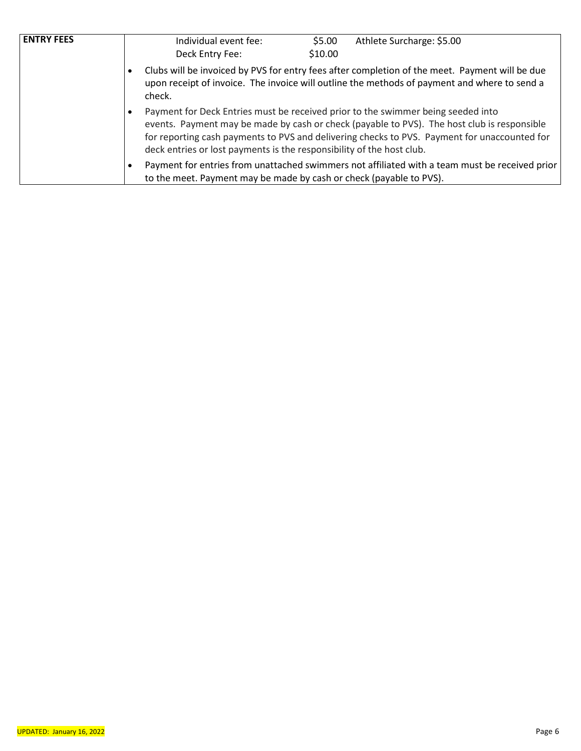| ENTRY FEES | Individual event fee: $5.00 Athlete Surcharge: $5.00<br>Deck Entry Fee: $10.00<br>• Clubs will be invoiced by PVS for entry fees after completion of the meet. Payment will be due upon receipt of invoice. The invoice will outline the methods of payment and where to send a check.<br>• Payment for Deck Entries must be received prior to the swimmer being seeded into events. Payment may be made by cash or check (payable to PVS). The host club is responsible for reporting cash payments to PVS and delivering checks to PVS. Payment for unaccounted for deck entries or lost payments is the responsibility of the host club.<br>• Payment for entries from unattached swimmers not affiliated with a team must be received prior to the meet. Payment may be made by cash or check (payable to PVS). |
|---|---|

UPDATED: January 16, 2022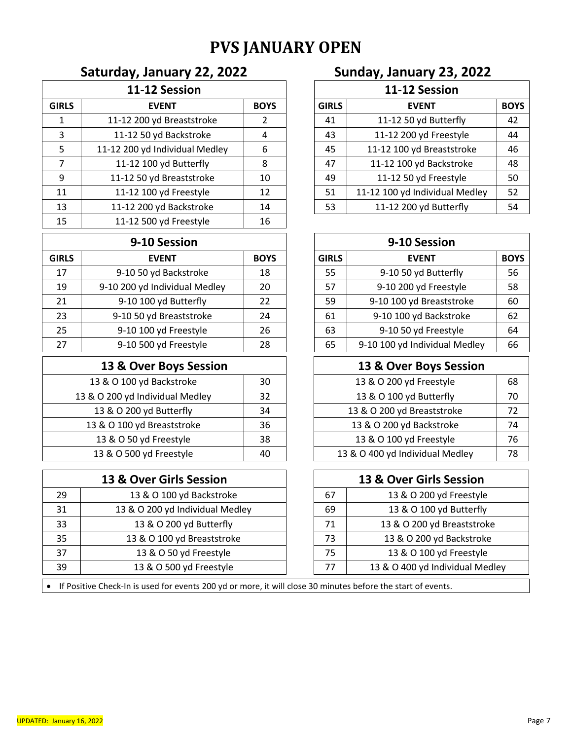# PVS JANUARY OPEN

## Saturday, January 22, 2022

### 11-12 Session

| GIRLS | EVENT | BOYS |
|---|---|---|
| 1 | 11-12 200 yd Breaststroke | 2 |
| 3 | 11-12 50 yd Backstroke | 4 |
| 5 | 11-12 200 yd Individual Medley | 6 |
| 7 | 11-12 100 yd Butterfly | 8 |
| 9 | 11-12 50 yd Breaststroke | 10 |
| 11 | 11-12 100 yd Freestyle | 12 |
| 13 | 11-12 200 yd Backstroke | 14 |
| 15 | 11-12 500 yd Freestyle | 16 |

### 9-10 Session

| GIRLS | EVENT | BOYS |
|---|---|---|
| 17 | 9-10 50 yd Backstroke | 18 |
| 19 | 9-10 200 yd Individual Medley | 20 |
| 21 | 9-10 100 yd Butterfly | 22 |
| 23 | 9-10 50 yd Breaststroke | 24 |
| 25 | 9-10 100 yd Freestyle | 26 |
| 27 | 9-10 500 yd Freestyle | 28 |

### 13 & Over Boys Session

| | |
|---|---|
| 13 & O 100 yd Backstroke | 30 |
| 13 & O 200 yd Individual Medley | 32 |
| 13 & O 200 yd Butterfly | 34 |
| 13 & O 100 yd Breaststroke | 36 |
| 13 & O 50 yd Freestyle | 38 |
| 13 & O 500 yd Freestyle | 40 |

### 13 & Over Girls Session

| | |
|---|---|
| 29 | 13 & O 100 yd Backstroke |
| 31 | 13 & O 200 yd Individual Medley |
| 33 | 13 & O 200 yd Butterfly |
| 35 | 13 & O 100 yd Breaststroke |
| 37 | 13 & O 50 yd Freestyle |
| 39 | 13 & O 500 yd Freestyle |

## Sunday, January 23, 2022

### 11-12 Session

| GIRLS | EVENT | BOYS |
|---|---|---|
| 41 | 11-12 50 yd Butterfly | 42 |
| 43 | 11-12 200 yd Freestyle | 44 |
| 45 | 11-12 100 yd Breaststroke | 46 |
| 47 | 11-12 100 yd Backstroke | 48 |
| 49 | 11-12 50 yd Freestyle | 50 |
| 51 | 11-12 100 yd Individual Medley | 52 |
| 53 | 11-12 200 yd Butterfly | 54 |

### 9-10 Session

| GIRLS | EVENT | BOYS |
|---|---|---|
| 55 | 9-10 50 yd Butterfly | 56 |
| 57 | 9-10 200 yd Freestyle | 58 |
| 59 | 9-10 100 yd Breaststroke | 60 |
| 61 | 9-10 100 yd Backstroke | 62 |
| 63 | 9-10 50 yd Freestyle | 64 |
| 65 | 9-10 100 yd Individual Medley | 66 |

### 13 & Over Boys Session

| | |
|---|---|
| 13 & O 200 yd Freestyle | 68 |
| 13 & O 100 yd Butterfly | 70 |
| 13 & O 200 yd Breaststroke | 72 |
| 13 & O 200 yd Backstroke | 74 |
| 13 & O 100 yd Freestyle | 76 |
| 13 & O 400 yd Individual Medley | 78 |

### 13 & Over Girls Session

| | |
|---|---|
| 67 | 13 & O 200 yd Freestyle |
| 69 | 13 & O 100 yd Butterfly |
| 71 | 13 & O 200 yd Breaststroke |
| 73 | 13 & O 200 yd Backstroke |
| 75 | 13 & O 100 yd Freestyle |
| 77 | 13 & O 400 yd Individual Medley |

- If Positive Check-In is used for events 200 yd or more, it will close 30 minutes before the start of events.

UPDATED: January 16, 2022